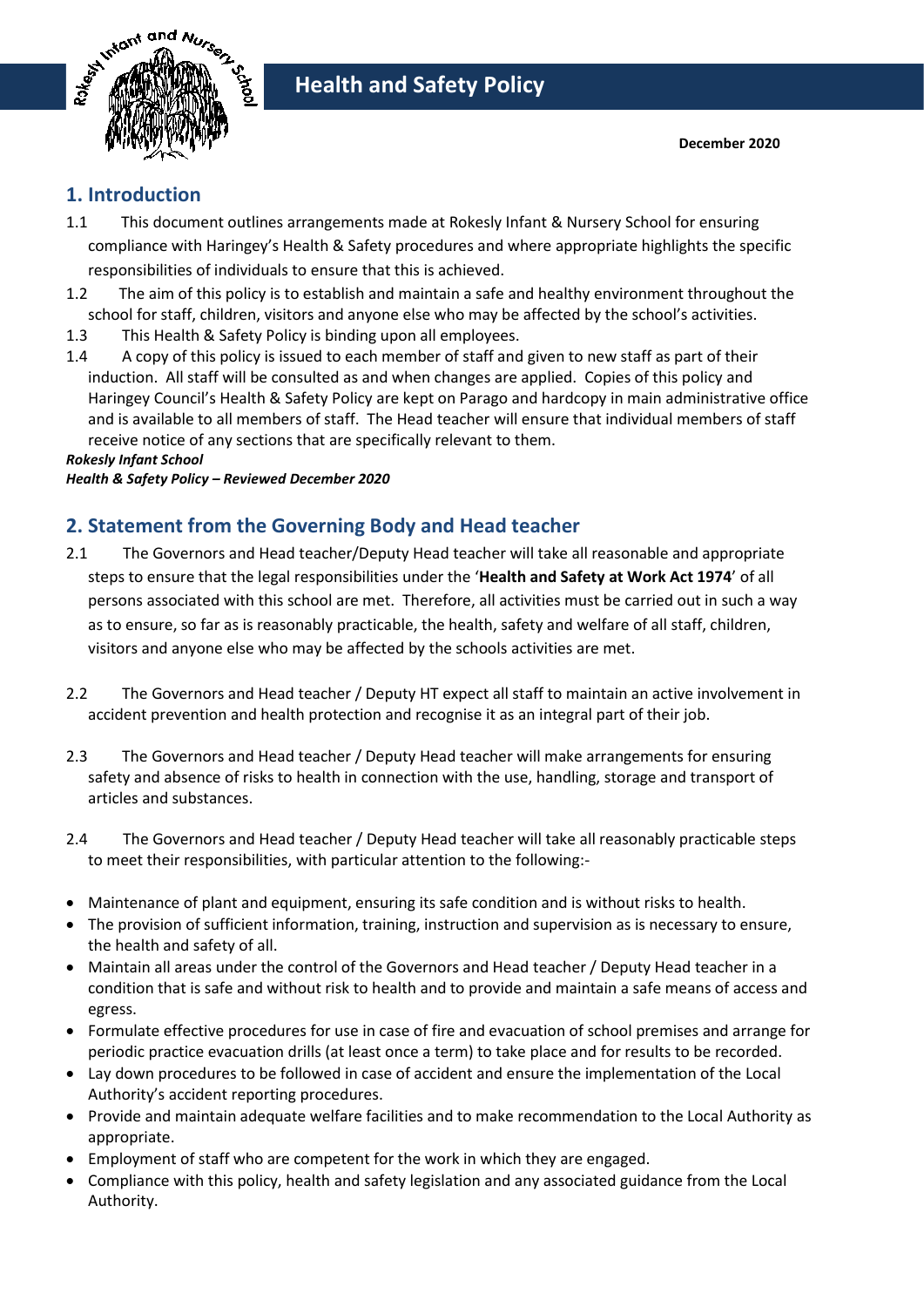# Health and Safety Policy

**December 2020**

## 1. Introduction

1.1 This document outlines arrangements made at Rokesly Infant & Nursery School for ensuring compliance with Haringey's Health & Safety procedures and where appropriate highlights the specific responsibilities of individuals to ensure that this is achieved.

1.2 The aim of this policy is to establish and maintain a safe and healthy environment throughout the school for staff, children, visitors and anyone else who may be affected by the school's activities.

1.3 This Health & Safety Policy is binding upon all employees.

1.4 A copy of this policy is issued to each member of staff and given to new staff as part of their induction. All staff will be consulted as and when changes are applied. Copies of this policy and Haringey Council's Health & Safety Policy are kept on Parago and hardcopy in main administrative office and is available to all members of staff. The Head teacher will ensure that individual members of staff receive notice of any sections that are specifically relevant to them.

***Rokesly Infant School***
***Health & Safety Policy – Reviewed December 2020***

## 2. Statement from the Governing Body and Head teacher

2.1 The Governors and Head teacher/Deputy Head teacher will take all reasonable and appropriate steps to ensure that the legal responsibilities under the '**Health and Safety at Work Act 1974**' of all persons associated with this school are met. Therefore, all activities must be carried out in such a way as to ensure, so far as is reasonably practicable, the health, safety and welfare of all staff, children, visitors and anyone else who may be affected by the schools activities are met.

2.2 The Governors and Head teacher / Deputy HT expect all staff to maintain an active involvement in accident prevention and health protection and recognise it as an integral part of their job.

2.3 The Governors and Head teacher / Deputy Head teacher will make arrangements for ensuring safety and absence of risks to health in connection with the use, handling, storage and transport of articles and substances.

2.4 The Governors and Head teacher / Deputy Head teacher will take all reasonably practicable steps to meet their responsibilities, with particular attention to the following:-

- Maintenance of plant and equipment, ensuring its safe condition and is without risks to health.
- The provision of sufficient information, training, instruction and supervision as is necessary to ensure, the health and safety of all.
- Maintain all areas under the control of the Governors and Head teacher / Deputy Head teacher in a condition that is safe and without risk to health and to provide and maintain a safe means of access and egress.
- Formulate effective procedures for use in case of fire and evacuation of school premises and arrange for periodic practice evacuation drills (at least once a term) to take place and for results to be recorded.
- Lay down procedures to be followed in case of accident and ensure the implementation of the Local Authority's accident reporting procedures.
- Provide and maintain adequate welfare facilities and to make recommendation to the Local Authority as appropriate.
- Employment of staff who are competent for the work in which they are engaged.
- Compliance with this policy, health and safety legislation and any associated guidance from the Local Authority.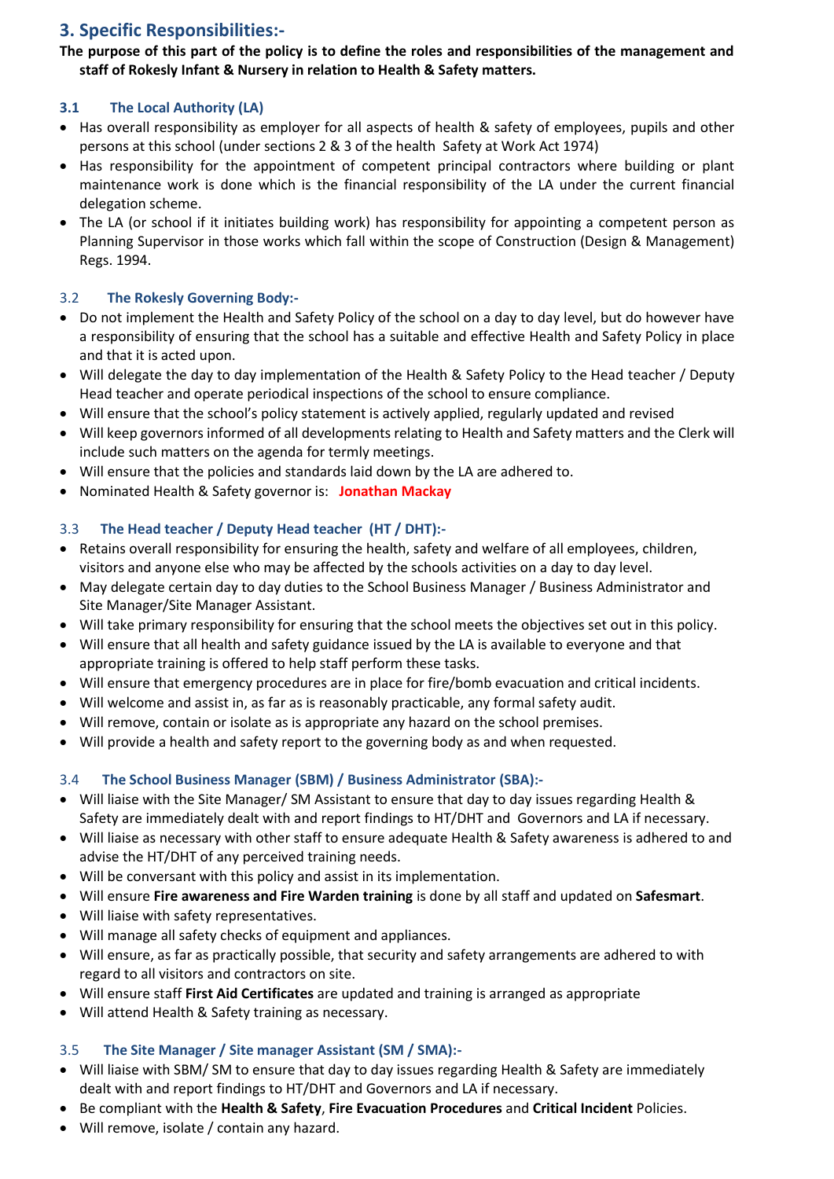## 3. Specific Responsibilities:-

**The purpose of this part of the policy is to define the roles and responsibilities of the management and staff of Rokesly Infant & Nursery in relation to Health & Safety matters.**

### 3.1 The Local Authority (LA)

- Has overall responsibility as employer for all aspects of health & safety of employees, pupils and other persons at this school (under sections 2 & 3 of the health Safety at Work Act 1974)
- Has responsibility for the appointment of competent principal contractors where building or plant maintenance work is done which is the financial responsibility of the LA under the current financial delegation scheme.
- The LA (or school if it initiates building work) has responsibility for appointing a competent person as Planning Supervisor in those works which fall within the scope of Construction (Design & Management) Regs. 1994.

### 3.2 The Rokesly Governing Body:-

- Do not implement the Health and Safety Policy of the school on a day to day level, but do however have a responsibility of ensuring that the school has a suitable and effective Health and Safety Policy in place and that it is acted upon.
- Will delegate the day to day implementation of the Health & Safety Policy to the Head teacher / Deputy Head teacher and operate periodical inspections of the school to ensure compliance.
- Will ensure that the school's policy statement is actively applied, regularly updated and revised
- Will keep governors informed of all developments relating to Health and Safety matters and the Clerk will include such matters on the agenda for termly meetings.
- Will ensure that the policies and standards laid down by the LA are adhered to.
- Nominated Health & Safety governor is: **Jonathan Mackay**

### 3.3 The Head teacher / Deputy Head teacher (HT / DHT):-

- Retains overall responsibility for ensuring the health, safety and welfare of all employees, children, visitors and anyone else who may be affected by the schools activities on a day to day level.
- May delegate certain day to day duties to the School Business Manager / Business Administrator and Site Manager/Site Manager Assistant.
- Will take primary responsibility for ensuring that the school meets the objectives set out in this policy.
- Will ensure that all health and safety guidance issued by the LA is available to everyone and that appropriate training is offered to help staff perform these tasks.
- Will ensure that emergency procedures are in place for fire/bomb evacuation and critical incidents.
- Will welcome and assist in, as far as is reasonably practicable, any formal safety audit.
- Will remove, contain or isolate as is appropriate any hazard on the school premises.
- Will provide a health and safety report to the governing body as and when requested.

### 3.4 The School Business Manager (SBM) / Business Administrator (SBA):-

- Will liaise with the Site Manager/ SM Assistant to ensure that day to day issues regarding Health & Safety are immediately dealt with and report findings to HT/DHT and Governors and LA if necessary.
- Will liaise as necessary with other staff to ensure adequate Health & Safety awareness is adhered to and advise the HT/DHT of any perceived training needs.
- Will be conversant with this policy and assist in its implementation.
- Will ensure **Fire awareness and Fire Warden training** is done by all staff and updated on **Safesmart**.
- Will liaise with safety representatives.
- Will manage all safety checks of equipment and appliances.
- Will ensure, as far as practically possible, that security and safety arrangements are adhered to with regard to all visitors and contractors on site.
- Will ensure staff **First Aid Certificates** are updated and training is arranged as appropriate
- Will attend Health & Safety training as necessary.

### 3.5 The Site Manager / Site manager Assistant (SM / SMA):-

- Will liaise with SBM/ SM to ensure that day to day issues regarding Health & Safety are immediately dealt with and report findings to HT/DHT and Governors and LA if necessary.
- Be compliant with the **Health & Safety**, **Fire Evacuation Procedures** and **Critical Incident** Policies.
- Will remove, isolate / contain any hazard.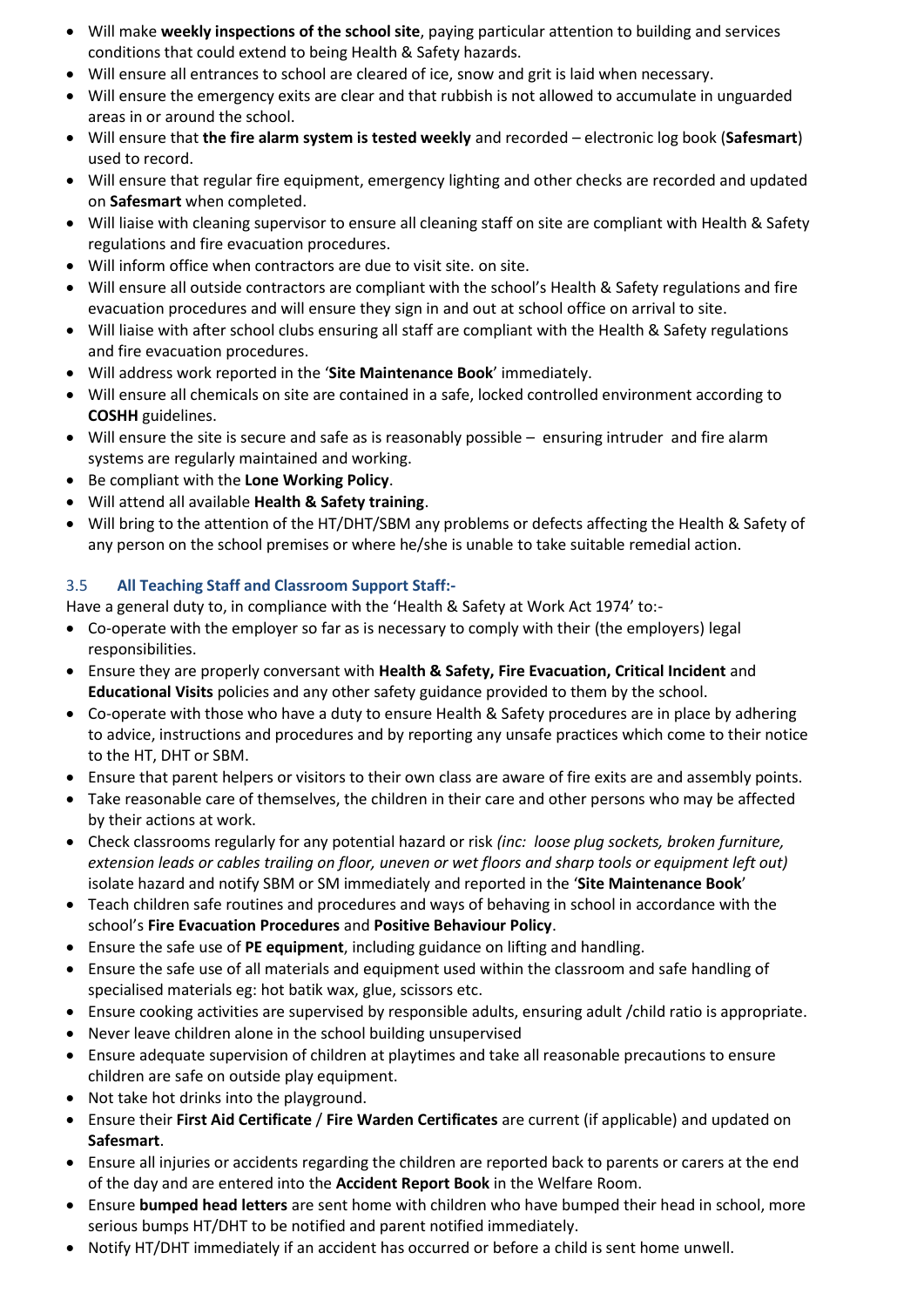- Will make **weekly inspections of the school site**, paying particular attention to building and services conditions that could extend to being Health & Safety hazards.
- Will ensure all entrances to school are cleared of ice, snow and grit is laid when necessary.
- Will ensure the emergency exits are clear and that rubbish is not allowed to accumulate in unguarded areas in or around the school.
- Will ensure that **the fire alarm system is tested weekly** and recorded – electronic log book (**Safesmart**) used to record.
- Will ensure that regular fire equipment, emergency lighting and other checks are recorded and updated on **Safesmart** when completed.
- Will liaise with cleaning supervisor to ensure all cleaning staff on site are compliant with Health & Safety regulations and fire evacuation procedures.
- Will inform office when contractors are due to visit site. on site.
- Will ensure all outside contractors are compliant with the school's Health & Safety regulations and fire evacuation procedures and will ensure they sign in and out at school office on arrival to site.
- Will liaise with after school clubs ensuring all staff are compliant with the Health & Safety regulations and fire evacuation procedures.
- Will address work reported in the '**Site Maintenance Book**' immediately.
- Will ensure all chemicals on site are contained in a safe, locked controlled environment according to **COSHH** guidelines.
- Will ensure the site is secure and safe as is reasonably possible – ensuring intruder and fire alarm systems are regularly maintained and working.
- Be compliant with the **Lone Working Policy**.
- Will attend all available **Health & Safety training**.
- Will bring to the attention of the HT/DHT/SBM any problems or defects affecting the Health & Safety of any person on the school premises or where he/she is unable to take suitable remedial action.

### 3.5 All Teaching Staff and Classroom Support Staff:-

Have a general duty to, in compliance with the 'Health & Safety at Work Act 1974' to:-

- Co-operate with the employer so far as is necessary to comply with their (the employers) legal responsibilities.
- Ensure they are properly conversant with **Health & Safety, Fire Evacuation, Critical Incident** and **Educational Visits** policies and any other safety guidance provided to them by the school.
- Co-operate with those who have a duty to ensure Health & Safety procedures are in place by adhering to advice, instructions and procedures and by reporting any unsafe practices which come to their notice to the HT, DHT or SBM.
- Ensure that parent helpers or visitors to their own class are aware of fire exits are and assembly points.
- Take reasonable care of themselves, the children in their care and other persons who may be affected by their actions at work.
- Check classrooms regularly for any potential hazard or risk *(inc: loose plug sockets, broken furniture, extension leads or cables trailing on floor, uneven or wet floors and sharp tools or equipment left out)* isolate hazard and notify SBM or SM immediately and reported in the '**Site Maintenance Book**'
- Teach children safe routines and procedures and ways of behaving in school in accordance with the school's **Fire Evacuation Procedures** and **Positive Behaviour Policy**.
- Ensure the safe use of **PE equipment**, including guidance on lifting and handling.
- Ensure the safe use of all materials and equipment used within the classroom and safe handling of specialised materials eg: hot batik wax, glue, scissors etc.
- Ensure cooking activities are supervised by responsible adults, ensuring adult /child ratio is appropriate.
- Never leave children alone in the school building unsupervised
- Ensure adequate supervision of children at playtimes and take all reasonable precautions to ensure children are safe on outside play equipment.
- Not take hot drinks into the playground.
- Ensure their **First Aid Certificate** / **Fire Warden Certificates** are current (if applicable) and updated on **Safesmart**.
- Ensure all injuries or accidents regarding the children are reported back to parents or carers at the end of the day and are entered into the **Accident Report Book** in the Welfare Room.
- Ensure **bumped head letters** are sent home with children who have bumped their head in school, more serious bumps HT/DHT to be notified and parent notified immediately.
- Notify HT/DHT immediately if an accident has occurred or before a child is sent home unwell.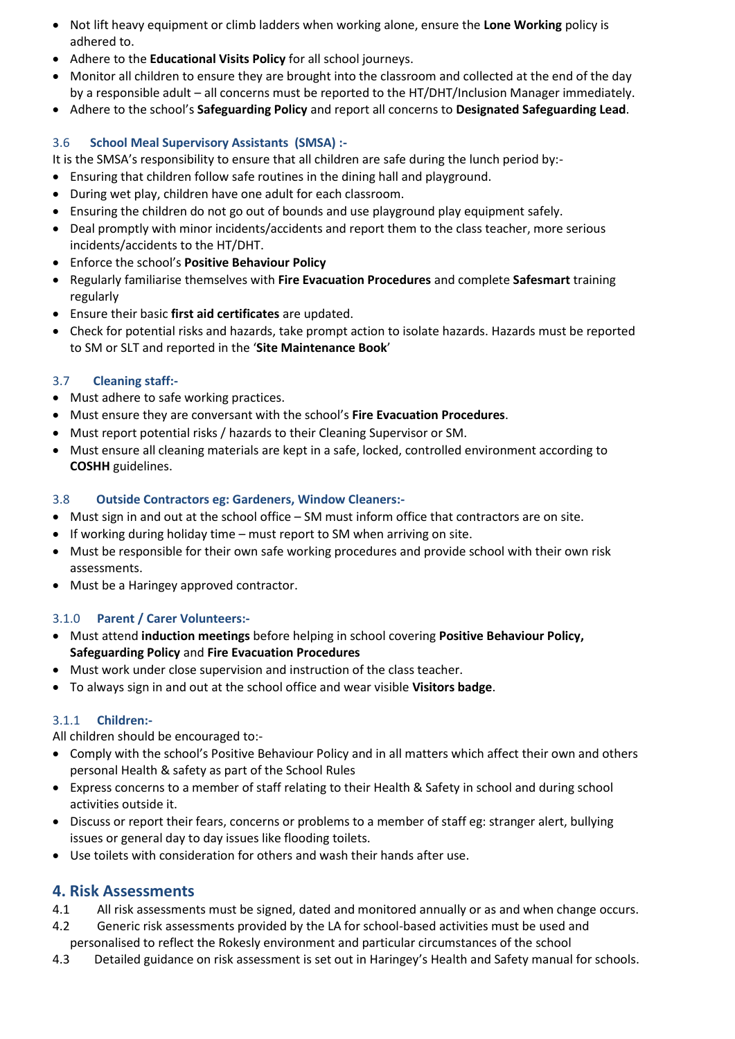- Not lift heavy equipment or climb ladders when working alone, ensure the **Lone Working** policy is adhered to.
- Adhere to the **Educational Visits Policy** for all school journeys.
- Monitor all children to ensure they are brought into the classroom and collected at the end of the day by a responsible adult – all concerns must be reported to the HT/DHT/Inclusion Manager immediately.
- Adhere to the school's **Safeguarding Policy** and report all concerns to **Designated Safeguarding Lead**.

### 3.6 School Meal Supervisory Assistants (SMSA) :-

It is the SMSA's responsibility to ensure that all children are safe during the lunch period by:-

- Ensuring that children follow safe routines in the dining hall and playground.
- During wet play, children have one adult for each classroom.
- Ensuring the children do not go out of bounds and use playground play equipment safely.
- Deal promptly with minor incidents/accidents and report them to the class teacher, more serious incidents/accidents to the HT/DHT.
- Enforce the school's **Positive Behaviour Policy**
- Regularly familiarise themselves with **Fire Evacuation Procedures** and complete **Safesmart** training regularly
- Ensure their basic **first aid certificates** are updated.
- Check for potential risks and hazards, take prompt action to isolate hazards. Hazards must be reported to SM or SLT and reported in the '**Site Maintenance Book**'

### 3.7 Cleaning staff:-

- Must adhere to safe working practices.
- Must ensure they are conversant with the school's **Fire Evacuation Procedures**.
- Must report potential risks / hazards to their Cleaning Supervisor or SM.
- Must ensure all cleaning materials are kept in a safe, locked, controlled environment according to **COSHH** guidelines.

### 3.8 Outside Contractors eg: Gardeners, Window Cleaners:-

- Must sign in and out at the school office – SM must inform office that contractors are on site.
- If working during holiday time – must report to SM when arriving on site.
- Must be responsible for their own safe working procedures and provide school with their own risk assessments.
- Must be a Haringey approved contractor.

### 3.1.0 Parent / Carer Volunteers:-

- Must attend **induction meetings** before helping in school covering **Positive Behaviour Policy, Safeguarding Policy** and **Fire Evacuation Procedures**
- Must work under close supervision and instruction of the class teacher.
- To always sign in and out at the school office and wear visible **Visitors badge**.

### 3.1.1 Children:-

All children should be encouraged to:-

- Comply with the school's Positive Behaviour Policy and in all matters which affect their own and others personal Health & safety as part of the School Rules
- Express concerns to a member of staff relating to their Health & Safety in school and during school activities outside it.
- Discuss or report their fears, concerns or problems to a member of staff eg: stranger alert, bullying issues or general day to day issues like flooding toilets.
- Use toilets with consideration for others and wash their hands after use.

## 4. Risk Assessments

4.1 All risk assessments must be signed, dated and monitored annually or as and when change occurs.

4.2 Generic risk assessments provided by the LA for school-based activities must be used and personalised to reflect the Rokesly environment and particular circumstances of the school

4.3 Detailed guidance on risk assessment is set out in Haringey's Health and Safety manual for schools.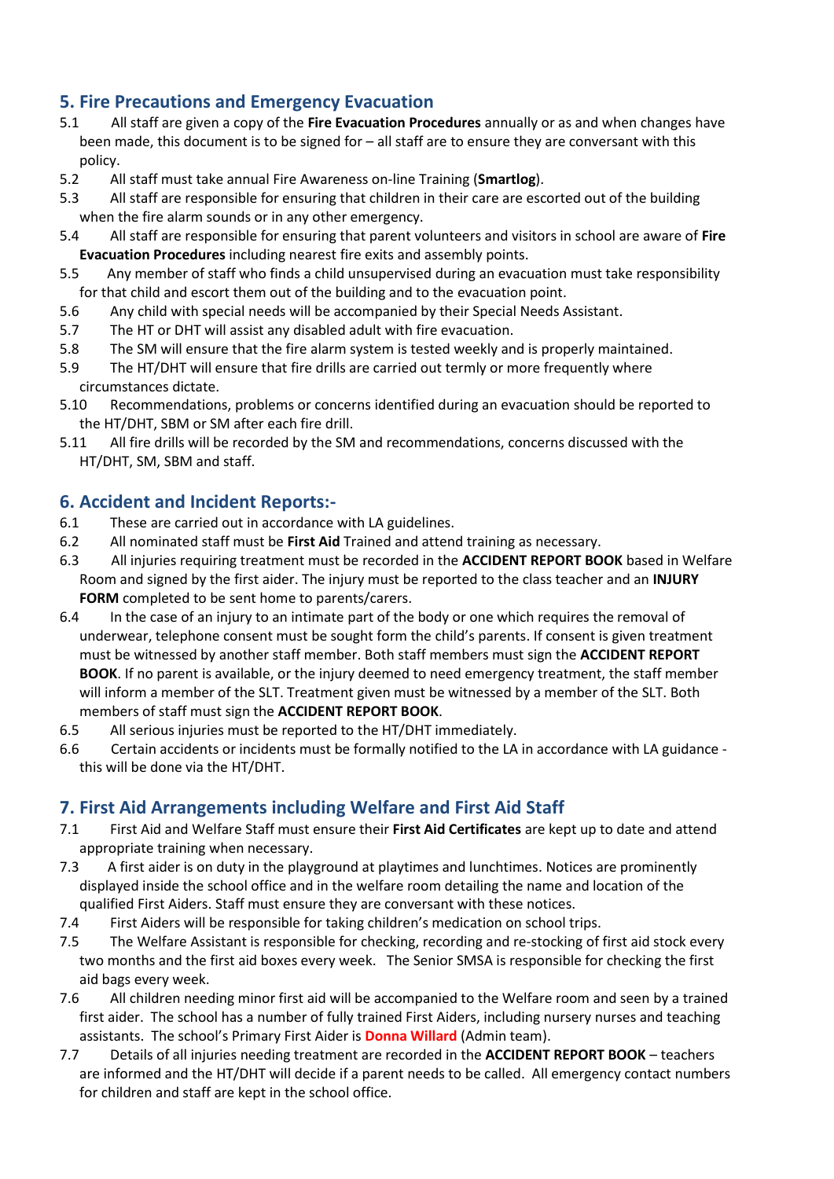## 5. Fire Precautions and Emergency Evacuation

5.1 All staff are given a copy of the **Fire Evacuation Procedures** annually or as and when changes have been made, this document is to be signed for – all staff are to ensure they are conversant with this policy.

5.2 All staff must take annual Fire Awareness on-line Training (**Smartlog**).

5.3 All staff are responsible for ensuring that children in their care are escorted out of the building when the fire alarm sounds or in any other emergency.

5.4 All staff are responsible for ensuring that parent volunteers and visitors in school are aware of **Fire Evacuation Procedures** including nearest fire exits and assembly points.

5.5 Any member of staff who finds a child unsupervised during an evacuation must take responsibility for that child and escort them out of the building and to the evacuation point.

5.6 Any child with special needs will be accompanied by their Special Needs Assistant.

5.7 The HT or DHT will assist any disabled adult with fire evacuation.

5.8 The SM will ensure that the fire alarm system is tested weekly and is properly maintained.

5.9 The HT/DHT will ensure that fire drills are carried out termly or more frequently where circumstances dictate.

5.10 Recommendations, problems or concerns identified during an evacuation should be reported to the HT/DHT, SBM or SM after each fire drill.

5.11 All fire drills will be recorded by the SM and recommendations, concerns discussed with the HT/DHT, SM, SBM and staff.

## 6. Accident and Incident Reports:-

6.1 These are carried out in accordance with LA guidelines.

6.2 All nominated staff must be **First Aid** Trained and attend training as necessary.

6.3 All injuries requiring treatment must be recorded in the **ACCIDENT REPORT BOOK** based in Welfare Room and signed by the first aider. The injury must be reported to the class teacher and an **INJURY FORM** completed to be sent home to parents/carers.

6.4 In the case of an injury to an intimate part of the body or one which requires the removal of underwear, telephone consent must be sought form the child's parents. If consent is given treatment must be witnessed by another staff member. Both staff members must sign the **ACCIDENT REPORT BOOK**. If no parent is available, or the injury deemed to need emergency treatment, the staff member will inform a member of the SLT. Treatment given must be witnessed by a member of the SLT. Both members of staff must sign the **ACCIDENT REPORT BOOK**.

6.5 All serious injuries must be reported to the HT/DHT immediately.

6.6 Certain accidents or incidents must be formally notified to the LA in accordance with LA guidance - this will be done via the HT/DHT.

## 7. First Aid Arrangements including Welfare and First Aid Staff

7.1 First Aid and Welfare Staff must ensure their **First Aid Certificates** are kept up to date and attend appropriate training when necessary.

7.3 A first aider is on duty in the playground at playtimes and lunchtimes. Notices are prominently displayed inside the school office and in the welfare room detailing the name and location of the qualified First Aiders. Staff must ensure they are conversant with these notices.

7.4 First Aiders will be responsible for taking children's medication on school trips.

7.5 The Welfare Assistant is responsible for checking, recording and re-stocking of first aid stock every two months and the first aid boxes every week. The Senior SMSA is responsible for checking the first aid bags every week.

7.6 All children needing minor first aid will be accompanied to the Welfare room and seen by a trained first aider. The school has a number of fully trained First Aiders, including nursery nurses and teaching assistants. The school's Primary First Aider is **Donna Willard** (Admin team).

7.7 Details of all injuries needing treatment are recorded in the **ACCIDENT REPORT BOOK** – teachers are informed and the HT/DHT will decide if a parent needs to be called. All emergency contact numbers for children and staff are kept in the school office.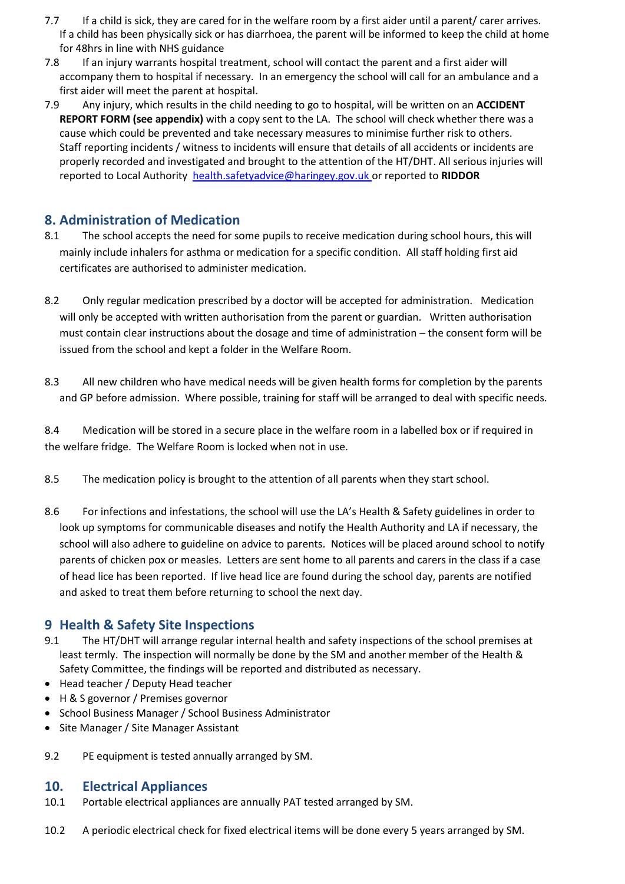7.7 If a child is sick, they are cared for in the welfare room by a first aider until a parent/ carer arrives. If a child has been physically sick or has diarrhoea, the parent will be informed to keep the child at home for 48hrs in line with NHS guidance

7.8 If an injury warrants hospital treatment, school will contact the parent and a first aider will accompany them to hospital if necessary. In an emergency the school will call for an ambulance and a first aider will meet the parent at hospital.

7.9 Any injury, which results in the child needing to go to hospital, will be written on an **ACCIDENT REPORT FORM (see appendix)** with a copy sent to the LA. The school will check whether there was a cause which could be prevented and take necessary measures to minimise further risk to others. Staff reporting incidents / witness to incidents will ensure that details of all accidents or incidents are properly recorded and investigated and brought to the attention of the HT/DHT. All serious injuries will reported to Local Authority health.safetyadvice@haringey.gov.uk or reported to **RIDDOR**

## 8. Administration of Medication

8.1 The school accepts the need for some pupils to receive medication during school hours, this will mainly include inhalers for asthma or medication for a specific condition. All staff holding first aid certificates are authorised to administer medication.

8.2 Only regular medication prescribed by a doctor will be accepted for administration. Medication will only be accepted with written authorisation from the parent or guardian. Written authorisation must contain clear instructions about the dosage and time of administration – the consent form will be issued from the school and kept a folder in the Welfare Room.

8.3 All new children who have medical needs will be given health forms for completion by the parents and GP before admission. Where possible, training for staff will be arranged to deal with specific needs.

8.4 Medication will be stored in a secure place in the welfare room in a labelled box or if required in the welfare fridge. The Welfare Room is locked when not in use.

8.5 The medication policy is brought to the attention of all parents when they start school.

8.6 For infections and infestations, the school will use the LA's Health & Safety guidelines in order to look up symptoms for communicable diseases and notify the Health Authority and LA if necessary, the school will also adhere to guideline on advice to parents. Notices will be placed around school to notify parents of chicken pox or measles. Letters are sent home to all parents and carers in the class if a case of head lice has been reported. If live head lice are found during the school day, parents are notified and asked to treat them before returning to school the next day.

## 9 Health & Safety Site Inspections

9.1 The HT/DHT will arrange regular internal health and safety inspections of the school premises at least termly. The inspection will normally be done by the SM and another member of the Health & Safety Committee, the findings will be reported and distributed as necessary.

- Head teacher / Deputy Head teacher
- H & S governor / Premises governor
- School Business Manager / School Business Administrator
- Site Manager / Site Manager Assistant

9.2 PE equipment is tested annually arranged by SM.

## 10. Electrical Appliances

10.1 Portable electrical appliances are annually PAT tested arranged by SM.

10.2 A periodic electrical check for fixed electrical items will be done every 5 years arranged by SM.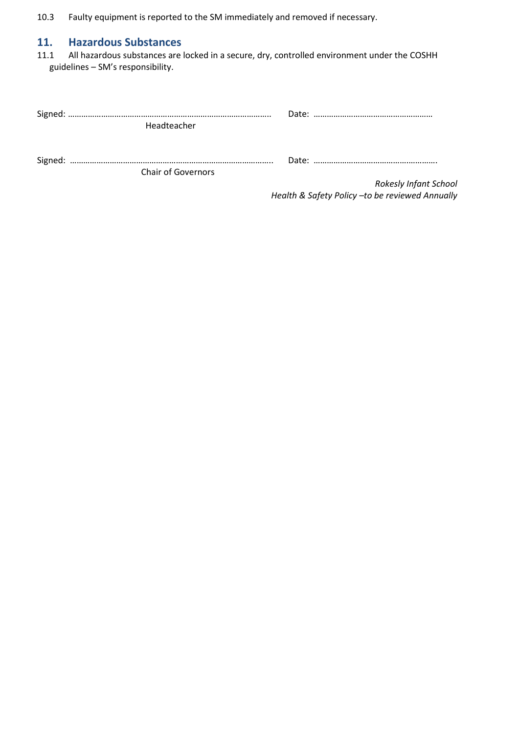10.3 Faulty equipment is reported to the SM immediately and removed if necessary.

## 11. Hazardous Substances

11.1 All hazardous substances are locked in a secure, dry, controlled environment under the COSHH guidelines – SM's responsibility.

Signed: ……………………………………………………………………………….. Date: ………………………………………………
Headteacher

Signed: ……………………………………………………………………………….. Date: ……………………………………………….
Chair of Governors

*Rokesly Infant School*
*Health & Safety Policy –to be reviewed Annually*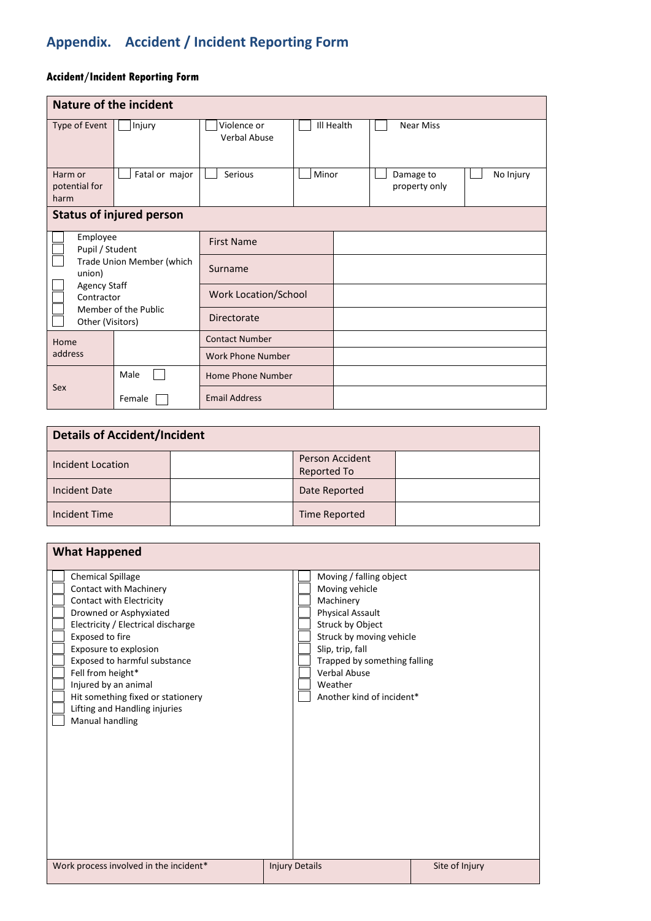## Appendix. Accident / Incident Reporting Form

**Accident/Incident Reporting Form**

| Nature of the incident | | | | | |
|---|---|---|---|---|---|
| Type of Event | ☐ Injury | ☐ Violence or Verbal Abuse | ☐ Ill Health | ☐ Near Miss | |
| Harm or potential for harm | ☐ Fatal or major | ☐ Serious | ☐ Minor | ☐ Damage to property only | ☐ No Injury |

| Status of injured person | | | |
|---|---|---|---|
| ☐ Employee<br>☐ Pupil / Student<br>☐ Trade Union Member (which union)<br>☐ Agency Staff<br>☐ Contractor<br>☐ Member of the Public<br>☐ Other (Visitors) | | First Name | |
| | | Surname | |
| | | Work Location/School | |
| | | Directorate | |
| Home address | | Contact Number | |
| | | Work Phone Number | |
| Sex | Male ☐ | Home Phone Number | |
| | Female ☐ | Email Address | |

| Details of Accident/Incident | | | |
|---|---|---|---|
| Incident Location | | Person Accident Reported To | |
| Incident Date | | Date Reported | |
| Incident Time | | Time Reported | |

**What Happened**

- ☐ Chemical Spillage
- ☐ Contact with Machinery
- ☐ Contact with Electricity
- ☐ Drowned or Asphyxiated
- ☐ Electricity / Electrical discharge
- ☐ Exposed to fire
- ☐ Exposure to explosion
- ☐ Exposed to harmful substance
- ☐ Fell from height*
- ☐ Injured by an animal
- ☐ Hit something fixed or stationery
- ☐ Lifting and Handling injuries
- ☐ Manual handling
- ☐ Moving / falling object
- ☐ Moving vehicle
- ☐ Machinery
- ☐ Physical Assault
- ☐ Struck by Object
- ☐ Struck by moving vehicle
- ☐ Slip, trip, fall
- ☐ Trapped by something falling
- ☐ Verbal Abuse
- ☐ Weather
- ☐ Another kind of incident*

| Work process involved in the incident* | Injury Details | Site of Injury |
|---|---|---|
| | | |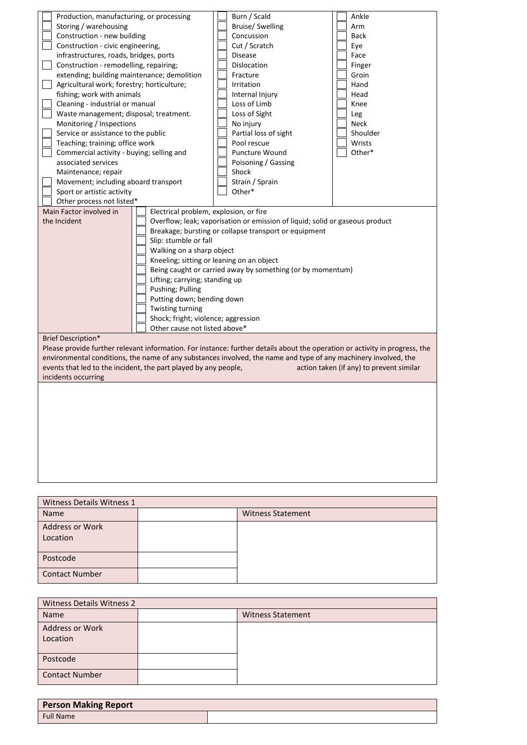| Process | Injury Type | Body Part |
|---|---|---|
| ☐ Production, manufacturing, or processing | ☐ Burn / Scald | ☐ Ankle |
| ☐ Storing / warehousing | ☐ Bruise/ Swelling | ☐ Arm |
| ☐ Construction - new building | ☐ Concussion | ☐ Back |
| ☐ Construction - civic engineering, infrastructures, roads, bridges, ports | ☐ Cut / Scratch | ☐ Eye |
| ☐ Construction - remodelling, repairing; extending; building maintenance; demolition | ☐ Disease | ☐ Face |
| ☐ Agricultural work; forestry; horticulture; fishing; work with animals | ☐ Dislocation | ☐ Finger |
| ☐ Cleaning - industrial or manual | ☐ Fracture | ☐ Groin |
| ☐ Waste management; disposal; treatment. Monitoring / Inspections | ☐ Irritation | ☐ Hand |
| ☐ Service or assistance to the public | ☐ Internal Injury | ☐ Head |
| ☐ Teaching; training; office work | ☐ Loss of Limb | ☐ Knee |
| ☐ Commercial activity - buying; selling and associated services Maintenance; repair | ☐ Loss of Sight | ☐ Leg |
| ☐ Movement; including aboard transport | ☐ No injury | ☐ Neck |
| ☐ Sport or artistic activity | ☐ Partial loss of sight | ☐ Shoulder |
| ☐ Other process not listed* | ☐ Pool rescue | ☐ Wrists |
| | ☐ Puncture Wound | ☐ Other* |
| | ☐ Poisoning / Gassing | |
| | ☐ Shock | |
| | ☐ Strain / Sprain | |
| | ☐ Other* | |

| Main Factor involved in the Incident | |
|---|---|
| | ☐ Electrical problem, explosion, or fire |
| | ☐ Overflow; leak; vaporisation or emission of liquid; solid or gaseous product |
| | ☐ Breakage; bursting or collapse transport or equipment |
| | ☐ Slip: stumble or fall |
| | ☐ Walking on a sharp object |
| | ☐ Kneeling; sitting or leaning on an object |
| | ☐ Being caught or carried away by something (or by momentum) |
| | ☐ Lifting; carrying; standing up |
| | ☐ Pushing; Pulling |
| | ☐ Putting down; bending down |
| | ☐ Twisting turning |
| | ☐ Shock; fright; violence; aggression |
| | ☐ Other cause not listed above* |

**Brief Description***

Please provide further relevant information. For instance: further details about the operation or activity in progress, the environmental conditions, the name of any substances involved, the name and type of any machinery involved, the events that led to the incident, the part played by any people, action taken (if any) to prevent similar incidents occurring

| Witness Details Witness 1 | | |
|---|---|---|
| Name | | Witness Statement |
| Address or Work Location | | |
| Postcode | | |
| Contact Number | | |

| Witness Details Witness 2 | | |
|---|---|---|
| Name | | Witness Statement |
| Address or Work Location | | |
| Postcode | | |
| Contact Number | | |

| **Person Making Report** | |
|---|---|
| Full Name | |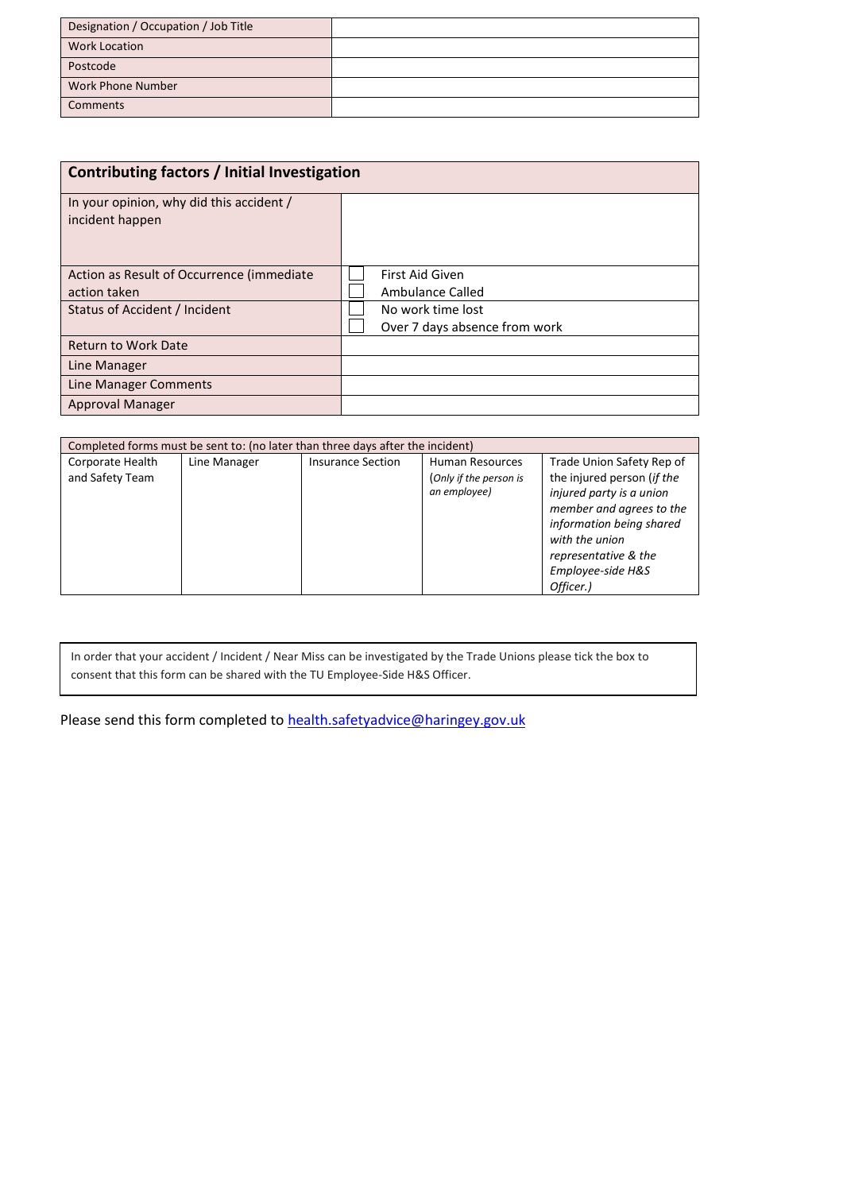| | |
|---|---|
| Designation / Occupation / Job Title | |
| Work Location | |
| Postcode | |
| Work Phone Number | |
| Comments | |

| Contributing factors / Initial Investigation | |
|---|---|
| In your opinion, why did this accident / incident happen | |
| Action as Result of Occurrence (immediate action taken | ☐ First Aid Given<br>☐ Ambulance Called |
| Status of Accident / Incident | ☐ No work time lost<br>☐ Over 7 days absence from work |
| Return to Work Date | |
| Line Manager | |
| Line Manager Comments | |
| Approval Manager | |

| Completed forms must be sent to: (no later than three days after the incident) | | | | |
|---|---|---|---|---|
| Corporate Health and Safety Team | Line Manager | Insurance Section | Human Resources (*Only if the person is an employee*) | Trade Union Safety Rep of the injured person (*if the injured party is a union member and agrees to the information being shared with the union representative & the Employee-side H&S Officer.)* |

In order that your accident / Incident / Near Miss can be investigated by the Trade Unions please tick the box to consent that this form can be shared with the TU Employee-Side H&S Officer.

Please send this form completed to health.safetyadvice@haringey.gov.uk